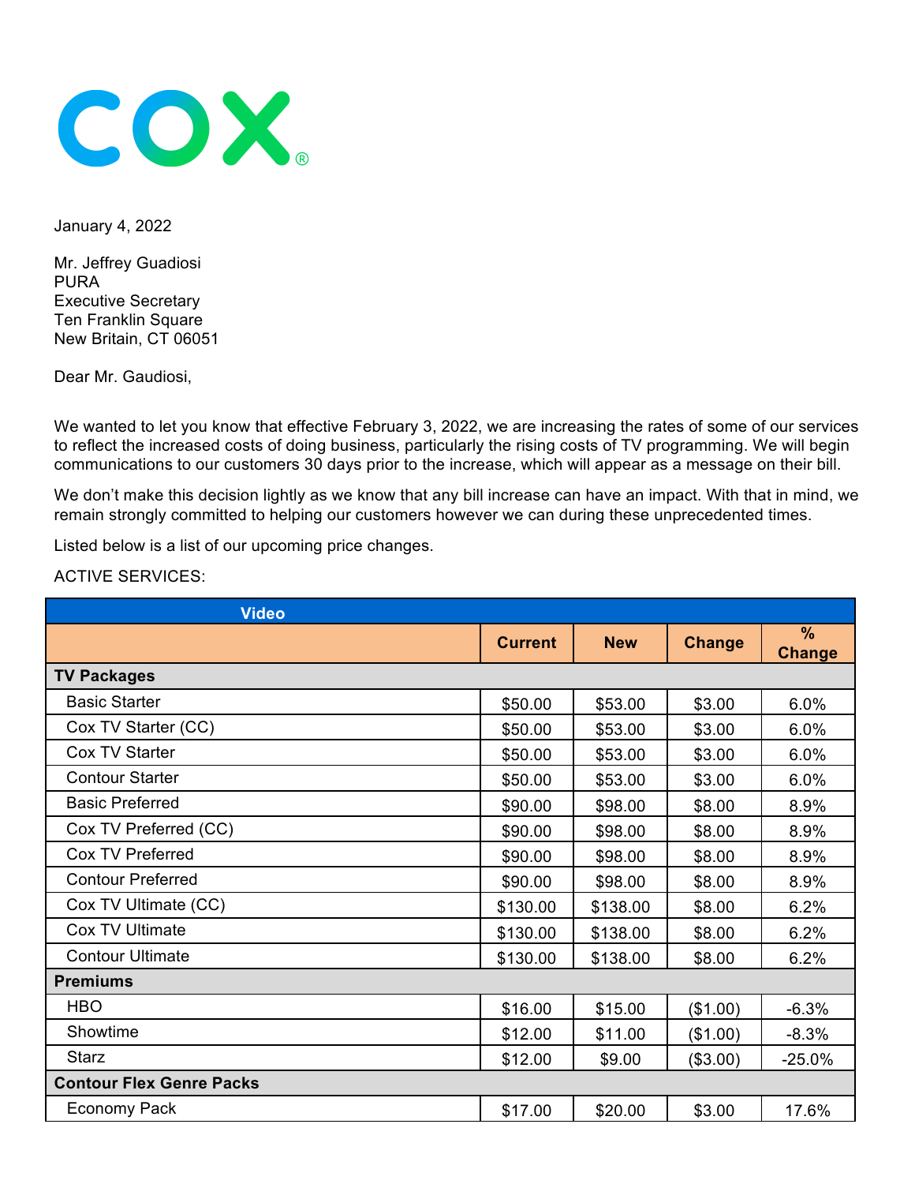COX®

January 4, 2022

Mr. Jeffrey Guadiosi
PURA
Executive Secretary
Ten Franklin Square
New Britain, CT 06051

Dear Mr. Gaudiosi,

We wanted to let you know that effective February 3, 2022, we are increasing the rates of some of our services to reflect the increased costs of doing business, particularly the rising costs of TV programming. We will begin communications to our customers 30 days prior to the increase, which will appear as a message on their bill.

We don't make this decision lightly as we know that any bill increase can have an impact. With that in mind, we remain strongly committed to helping our customers however we can during these unprecedented times.

Listed below is a list of our upcoming price changes.

ACTIVE SERVICES:

| Video | | | | |
|---|---|---|---|---|
| | **Current** | **New** | **Change** | **% Change** |
| **TV Packages** | | | | |
| Basic Starter | $50.00 | $53.00 | $3.00 | 6.0% |
| Cox TV Starter (CC) | $50.00 | $53.00 | $3.00 | 6.0% |
| Cox TV Starter | $50.00 | $53.00 | $3.00 | 6.0% |
| Contour Starter | $50.00 | $53.00 | $3.00 | 6.0% |
| Basic Preferred | $90.00 | $98.00 | $8.00 | 8.9% |
| Cox TV Preferred (CC) | $90.00 | $98.00 | $8.00 | 8.9% |
| Cox TV Preferred | $90.00 | $98.00 | $8.00 | 8.9% |
| Contour Preferred | $90.00 | $98.00 | $8.00 | 8.9% |
| Cox TV Ultimate (CC) | $130.00 | $138.00 | $8.00 | 6.2% |
| Cox TV Ultimate | $130.00 | $138.00 | $8.00 | 6.2% |
| Contour Ultimate | $130.00 | $138.00 | $8.00 | 6.2% |
| **Premiums** | | | | |
| HBO | $16.00 | $15.00 | ($1.00) | -6.3% |
| Showtime | $12.00 | $11.00 | ($1.00) | -8.3% |
| Starz | $12.00 | $9.00 | ($3.00) | -25.0% |
| **Contour Flex Genre Packs** | | | | |
| Economy Pack | $17.00 | $20.00 | $3.00 | 17.6% |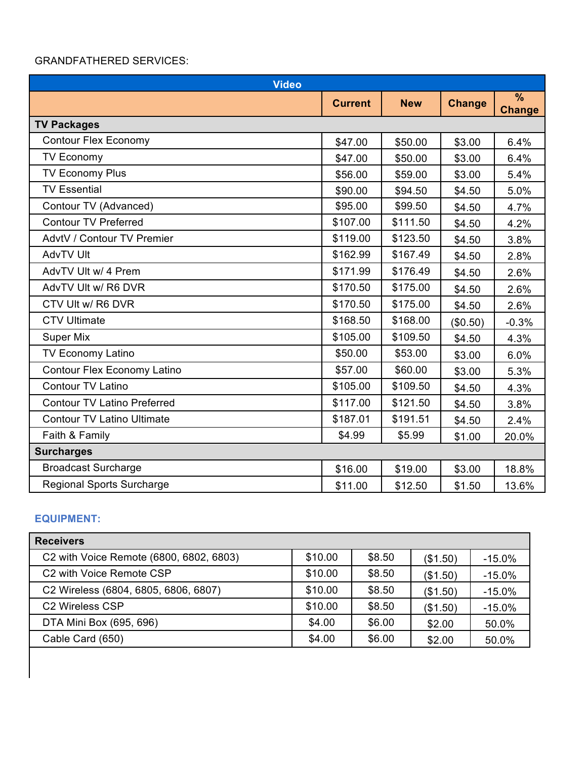GRANDFATHERED SERVICES:

| Video | | | | |
|---|---|---|---|---|
| | **Current** | **New** | **Change** | **% Change** |
| **TV Packages** | | | | |
| Contour Flex Economy | $47.00 | $50.00 | $3.00 | 6.4% |
| TV Economy | $47.00 | $50.00 | $3.00 | 6.4% |
| TV Economy Plus | $56.00 | $59.00 | $3.00 | 5.4% |
| TV Essential | $90.00 | $94.50 | $4.50 | 5.0% |
| Contour TV (Advanced) | $95.00 | $99.50 | $4.50 | 4.7% |
| Contour TV Preferred | $107.00 | $111.50 | $4.50 | 4.2% |
| AdvtV / Contour TV Premier | $119.00 | $123.50 | $4.50 | 3.8% |
| AdvTV Ult | $162.99 | $167.49 | $4.50 | 2.8% |
| AdvTV Ult w/ 4 Prem | $171.99 | $176.49 | $4.50 | 2.6% |
| AdvTV Ult w/ R6 DVR | $170.50 | $175.00 | $4.50 | 2.6% |
| CTV Ult w/ R6 DVR | $170.50 | $175.00 | $4.50 | 2.6% |
| CTV Ultimate | $168.50 | $168.00 | ($0.50) | -0.3% |
| Super Mix | $105.00 | $109.50 | $4.50 | 4.3% |
| TV Economy Latino | $50.00 | $53.00 | $3.00 | 6.0% |
| Contour Flex Economy Latino | $57.00 | $60.00 | $3.00 | 5.3% |
| Contour TV Latino | $105.00 | $109.50 | $4.50 | 4.3% |
| Contour TV Latino Preferred | $117.00 | $121.50 | $4.50 | 3.8% |
| Contour TV Latino Ultimate | $187.01 | $191.51 | $4.50 | 2.4% |
| Faith & Family | $4.99 | $5.99 | $1.00 | 20.0% |
| **Surcharges** | | | | |
| Broadcast Surcharge | $16.00 | $19.00 | $3.00 | 18.8% |
| Regional Sports Surcharge | $11.00 | $12.50 | $1.50 | 13.6% |

**EQUIPMENT:**

| Receivers | | | | |
|---|---|---|---|---|
| C2 with Voice Remote (6800, 6802, 6803) | $10.00 | $8.50 | ($1.50) | -15.0% |
| C2 with Voice Remote CSP | $10.00 | $8.50 | ($1.50) | -15.0% |
| C2 Wireless (6804, 6805, 6806, 6807) | $10.00 | $8.50 | ($1.50) | -15.0% |
| C2 Wireless CSP | $10.00 | $8.50 | ($1.50) | -15.0% |
| DTA Mini Box (695, 696) | $4.00 | $6.00 | $2.00 | 50.0% |
| Cable Card (650) | $4.00 | $6.00 | $2.00 | 50.0% |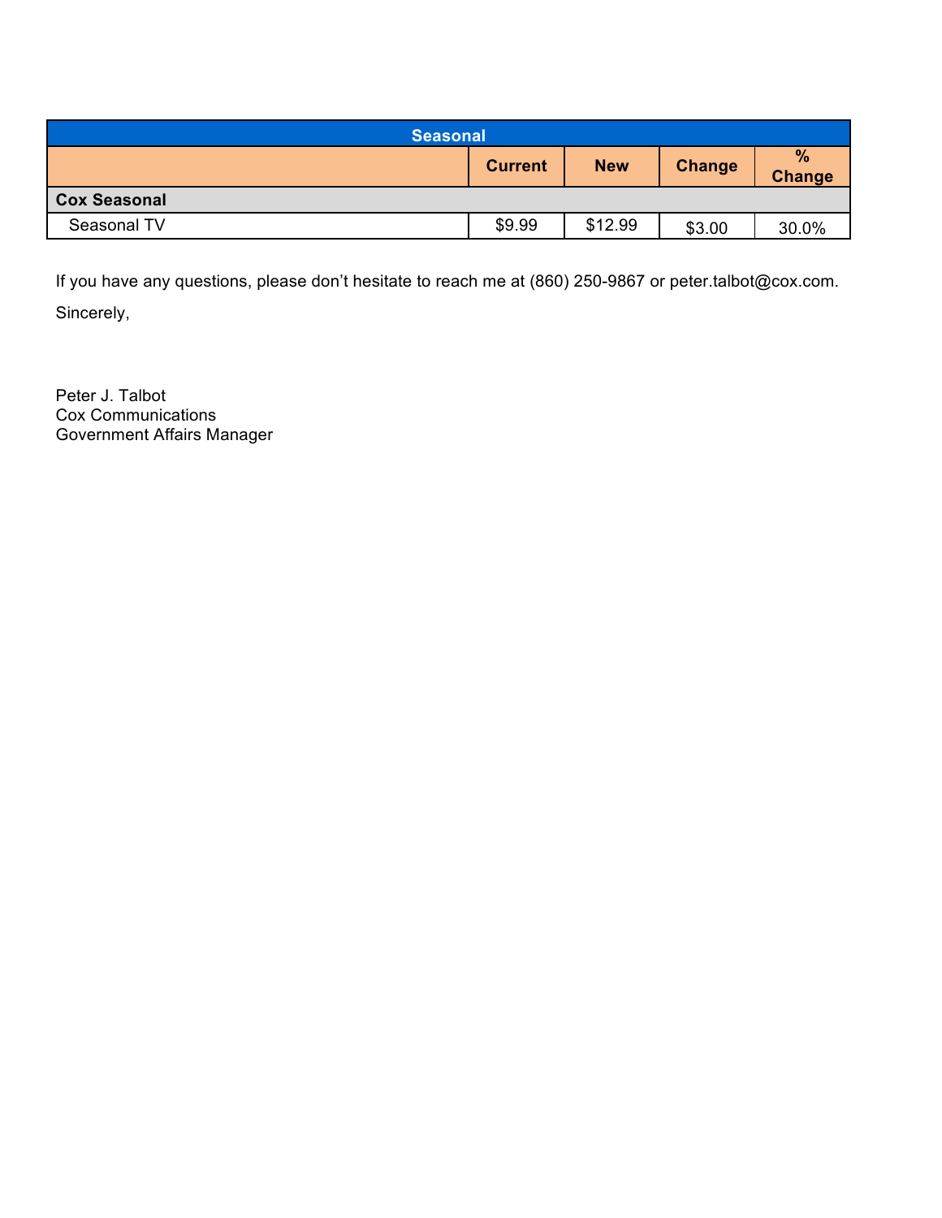| Seasonal | | | | |
|---|---|---|---|---|
| | **Current** | **New** | **Change** | **% Change** |
| **Cox Seasonal** | | | | |
| Seasonal TV | $9.99 | $12.99 | $3.00 | 30.0% |

If you have any questions, please don't hesitate to reach me at (860) 250-9867 or peter.talbot@cox.com.

Sincerely,

Peter J. Talbot
Cox Communications
Government Affairs Manager